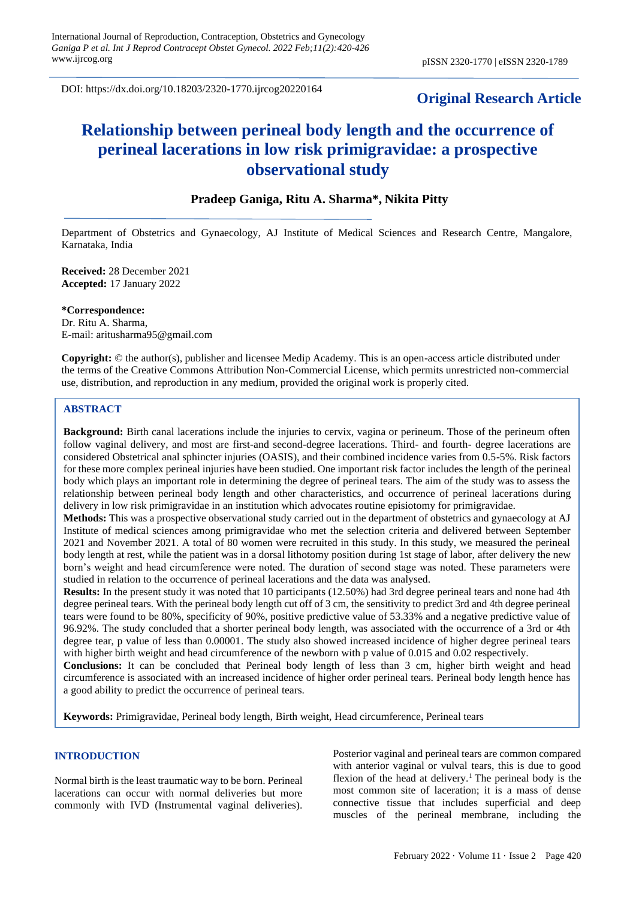DOI: https://dx.doi.org/10.18203/2320-1770.ijrcog20220164

**Original Research Article**

# Relationship between perineal body length and the occurrence of perineal lacerations in low risk primigravidae: a prospective observational study

**Pradeep Ganiga, Ritu A. Sharma\*, Nikita Pitty**

Department of Obstetrics and Gynaecology, AJ Institute of Medical Sciences and Research Centre, Mangalore, Karnataka, India

**Received:** 28 December 2021
**Accepted:** 17 January 2022

**\*Correspondence:**
Dr. Ritu A. Sharma,
E-mail: aritusharma95@gmail.com

**Copyright:** © the author(s), publisher and licensee Medip Academy. This is an open-access article distributed under the terms of the Creative Commons Attribution Non-Commercial License, which permits unrestricted non-commercial use, distribution, and reproduction in any medium, provided the original work is properly cited.

## ABSTRACT

**Background:** Birth canal lacerations include the injuries to cervix, vagina or perineum. Those of the perineum often follow vaginal delivery, and most are first-and second-degree lacerations. Third- and fourth- degree lacerations are considered Obstetrical anal sphincter injuries (OASIS), and their combined incidence varies from 0.5-5%. Risk factors for these more complex perineal injuries have been studied. One important risk factor includes the length of the perineal body which plays an important role in determining the degree of perineal tears. The aim of the study was to assess the relationship between perineal body length and other characteristics, and occurrence of perineal lacerations during delivery in low risk primigravidae in an institution which advocates routine episiotomy for primigravidae.

**Methods:** This was a prospective observational study carried out in the department of obstetrics and gynaecology at AJ Institute of medical sciences among primigravidae who met the selection criteria and delivered between September 2021 and November 2021. A total of 80 women were recruited in this study. In this study, we measured the perineal body length at rest, while the patient was in a dorsal lithotomy position during 1st stage of labor, after delivery the new born's weight and head circumference were noted. The duration of second stage was noted. These parameters were studied in relation to the occurrence of perineal lacerations and the data was analysed.

**Results:** In the present study it was noted that 10 participants (12.50%) had 3rd degree perineal tears and none had 4th degree perineal tears. With the perineal body length cut off of 3 cm, the sensitivity to predict 3rd and 4th degree perineal tears were found to be 80%, specificity of 90%, positive predictive value of 53.33% and a negative predictive value of 96.92%. The study concluded that a shorter perineal body length, was associated with the occurrence of a 3rd or 4th degree tear, p value of less than 0.00001. The study also showed increased incidence of higher degree perineal tears with higher birth weight and head circumference of the newborn with p value of 0.015 and 0.02 respectively.

**Conclusions:** It can be concluded that Perineal body length of less than 3 cm, higher birth weight and head circumference is associated with an increased incidence of higher order perineal tears. Perineal body length hence has a good ability to predict the occurrence of perineal tears.

**Keywords:** Primigravidae, Perineal body length, Birth weight, Head circumference, Perineal tears

## INTRODUCTION

Normal birth is the least traumatic way to be born. Perineal lacerations can occur with normal deliveries but more commonly with IVD (Instrumental vaginal deliveries). Posterior vaginal and perineal tears are common compared with anterior vaginal or vulval tears, this is due to good flexion of the head at delivery.[1] The perineal body is the most common site of laceration; it is a mass of dense connective tissue that includes superficial and deep muscles of the perineal membrane, including the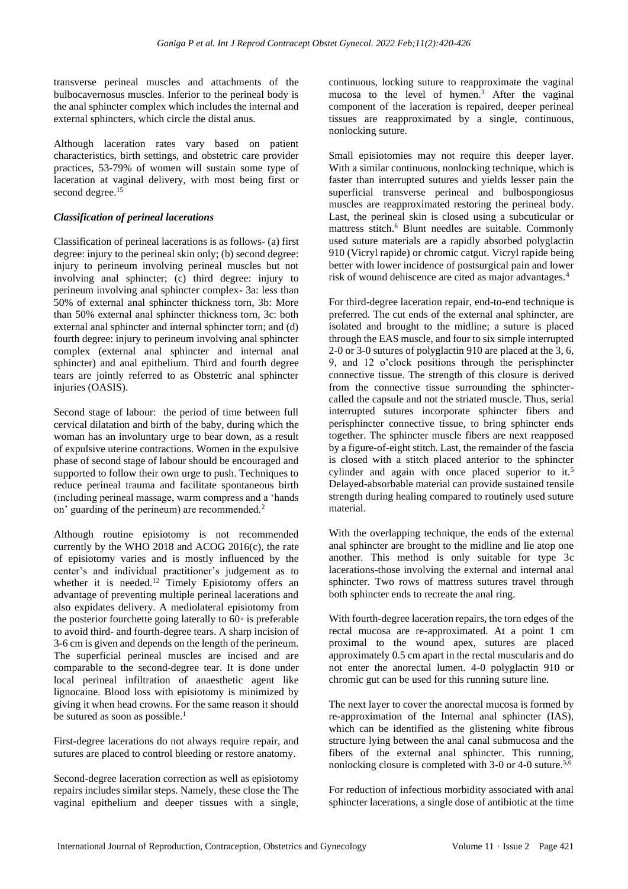transverse perineal muscles and attachments of the bulbocavernosus muscles. Inferior to the perineal body is the anal sphincter complex which includes the internal and external sphincters, which circle the distal anus.

Although laceration rates vary based on patient characteristics, birth settings, and obstetric care provider practices, 53-79% of women will sustain some type of laceration at vaginal delivery, with most being first or second degree.[15]

### *Classification of perineal lacerations*

Classification of perineal lacerations is as follows- (a) first degree: injury to the perineal skin only; (b) second degree: injury to perineum involving perineal muscles but not involving anal sphincter; (c) third degree: injury to perineum involving anal sphincter complex- 3a: less than 50% of external anal sphincter thickness torn, 3b: More than 50% external anal sphincter thickness torn, 3c: both external anal sphincter and internal sphincter torn; and (d) fourth degree: injury to perineum involving anal sphincter complex (external anal sphincter and internal anal sphincter) and anal epithelium. Third and fourth degree tears are jointly referred to as Obstetric anal sphincter injuries (OASIS).

Second stage of labour: the period of time between full cervical dilatation and birth of the baby, during which the woman has an involuntary urge to bear down, as a result of expulsive uterine contractions. Women in the expulsive phase of second stage of labour should be encouraged and supported to follow their own urge to push. Techniques to reduce perineal trauma and facilitate spontaneous birth (including perineal massage, warm compress and a 'hands on' guarding of the perineum) are recommended.[2]

Although routine episiotomy is not recommended currently by the WHO 2018 and ACOG 2016(c), the rate of episiotomy varies and is mostly influenced by the center's and individual practitioner's judgement as to whether it is needed.[12] Timely Episiotomy offers an advantage of preventing multiple perineal lacerations and also expidates delivery. A mediolateral episiotomy from the posterior fourchette going laterally to 60◦ is preferable to avoid third- and fourth-degree tears. A sharp incision of 3-6 cm is given and depends on the length of the perineum. The superficial perineal muscles are incised and are comparable to the second-degree tear. It is done under local perineal infiltration of anaesthetic agent like lignocaine. Blood loss with episiotomy is minimized by giving it when head crowns. For the same reason it should be sutured as soon as possible.[1]

First-degree lacerations do not always require repair, and sutures are placed to control bleeding or restore anatomy.

Second-degree laceration correction as well as episiotomy repairs includes similar steps. Namely, these close the The vaginal epithelium and deeper tissues with a single, continuous, locking suture to reapproximate the vaginal mucosa to the level of hymen.[3] After the vaginal component of the laceration is repaired, deeper perineal tissues are reapproximated by a single, continuous, nonlocking suture.

Small episiotomies may not require this deeper layer. With a similar continuous, nonlocking technique, which is faster than interrupted sutures and yields lesser pain the superficial transverse perineal and bulbospongiosus muscles are reapproximated restoring the perineal body. Last, the perineal skin is closed using a subcuticular or mattress stitch.[6] Blunt needles are suitable. Commonly used suture materials are a rapidly absorbed polyglactin 910 (Vicryl rapide) or chromic catgut. Vicryl rapide being better with lower incidence of postsurgical pain and lower risk of wound dehiscence are cited as major advantages.[4]

For third-degree laceration repair, end-to-end technique is preferred. The cut ends of the external anal sphincter, are isolated and brought to the midline; a suture is placed through the EAS muscle, and four to six simple interrupted 2-0 or 3-0 sutures of polyglactin 910 are placed at the 3, 6, 9, and 12 o'clock positions through the perisphincter connective tissue. The strength of this closure is derived from the connective tissue surrounding the sphincter-called the capsule and not the striated muscle. Thus, serial interrupted sutures incorporate sphincter fibers and perisphincter connective tissue, to bring sphincter ends together. The sphincter muscle fibers are next reapposed by a figure-of-eight stitch. Last, the remainder of the fascia is closed with a stitch placed anterior to the sphincter cylinder and again with once placed superior to it.[5] Delayed-absorbable material can provide sustained tensile strength during healing compared to routinely used suture material.

With the overlapping technique, the ends of the external anal sphincter are brought to the midline and lie atop one another. This method is only suitable for type 3c lacerations-those involving the external and internal anal sphincter. Two rows of mattress sutures travel through both sphincter ends to recreate the anal ring.

With fourth-degree laceration repairs, the torn edges of the rectal mucosa are re-approximated. At a point 1 cm proximal to the wound apex, sutures are placed approximately 0.5 cm apart in the rectal muscularis and do not enter the anorectal lumen. 4-0 polyglactin 910 or chromic gut can be used for this running suture line.

The next layer to cover the anorectal mucosa is formed by re-approximation of the Internal anal sphincter (IAS), which can be identified as the glistening white fibrous structure lying between the anal canal submucosa and the fibers of the external anal sphincter. This running, nonlocking closure is completed with 3-0 or 4-0 suture.[5,6]

For reduction of infectious morbidity associated with anal sphincter lacerations, a single dose of antibiotic at the time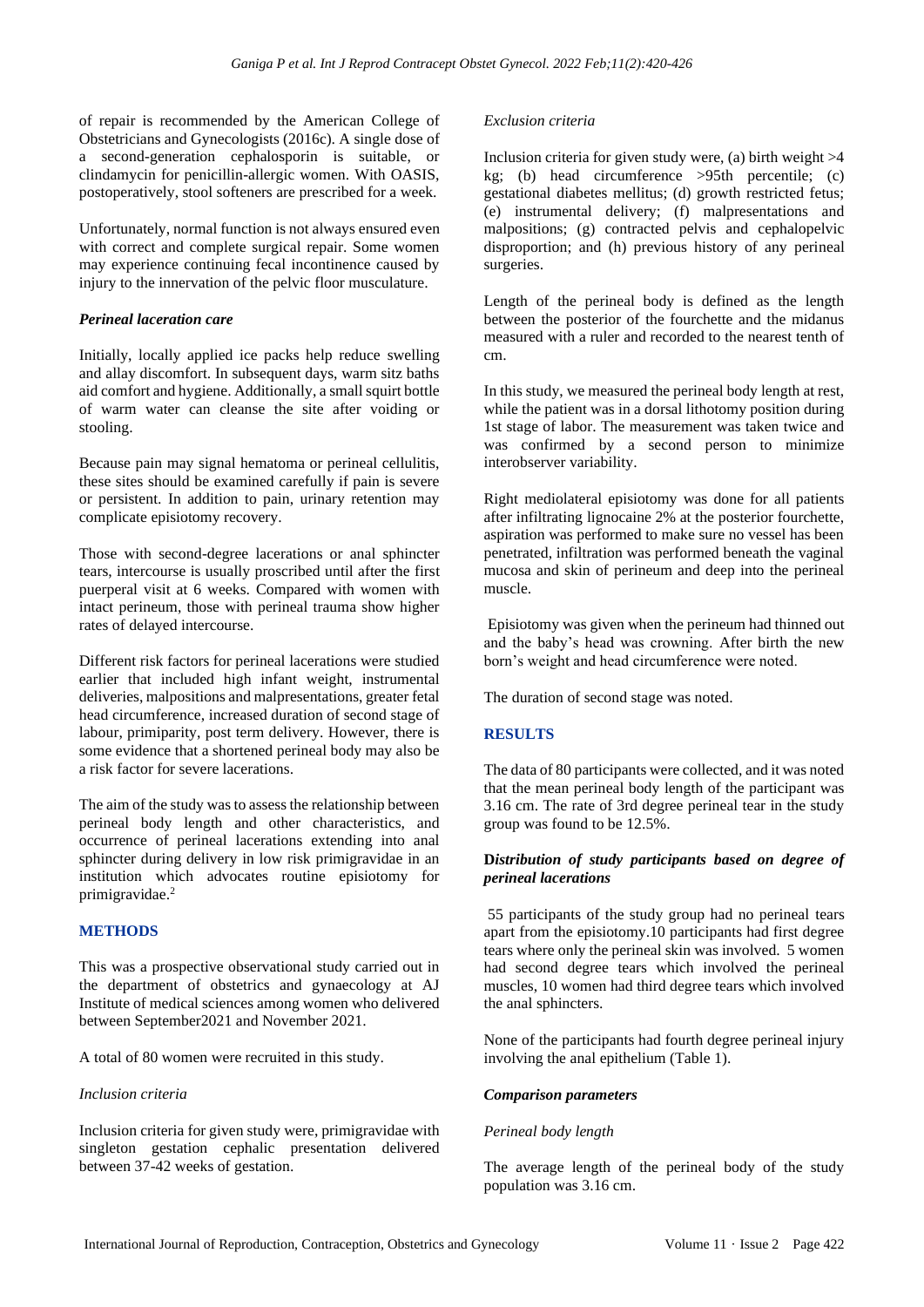of repair is recommended by the American College of Obstetricians and Gynecologists (2016c). A single dose of a second-generation cephalosporin is suitable, or clindamycin for penicillin-allergic women. With OASIS, postoperatively, stool softeners are prescribed for a week.

Unfortunately, normal function is not always ensured even with correct and complete surgical repair. Some women may experience continuing fecal incontinence caused by injury to the innervation of the pelvic floor musculature.

### *Perineal laceration care*

Initially, locally applied ice packs help reduce swelling and allay discomfort. In subsequent days, warm sitz baths aid comfort and hygiene. Additionally, a small squirt bottle of warm water can cleanse the site after voiding or stooling.

Because pain may signal hematoma or perineal cellulitis, these sites should be examined carefully if pain is severe or persistent. In addition to pain, urinary retention may complicate episiotomy recovery.

Those with second-degree lacerations or anal sphincter tears, intercourse is usually proscribed until after the first puerperal visit at 6 weeks. Compared with women with intact perineum, those with perineal trauma show higher rates of delayed intercourse.

Different risk factors for perineal lacerations were studied earlier that included high infant weight, instrumental deliveries, malpositions and malpresentations, greater fetal head circumference, increased duration of second stage of labour, primiparity, post term delivery. However, there is some evidence that a shortened perineal body may also be a risk factor for severe lacerations.

The aim of the study was to assess the relationship between perineal body length and other characteristics, and occurrence of perineal lacerations extending into anal sphincter during delivery in low risk primigravidae in an institution which advocates routine episiotomy for primigravidae.[2]

## METHODS

This was a prospective observational study carried out in the department of obstetrics and gynaecology at AJ Institute of medical sciences among women who delivered between September2021 and November 2021.

A total of 80 women were recruited in this study.

*Inclusion criteria*

Inclusion criteria for given study were, primigravidae with singleton gestation cephalic presentation delivered between 37-42 weeks of gestation.

*Exclusion criteria*

Inclusion criteria for given study were, (a) birth weight >4 kg; (b) head circumference >95th percentile; (c) gestational diabetes mellitus; (d) growth restricted fetus; (e) instrumental delivery; (f) malpresentations and malpositions; (g) contracted pelvis and cephalopelvic disproportion; and (h) previous history of any perineal surgeries.

Length of the perineal body is defined as the length between the posterior of the fourchette and the midanus measured with a ruler and recorded to the nearest tenth of cm.

In this study, we measured the perineal body length at rest, while the patient was in a dorsal lithotomy position during 1st stage of labor. The measurement was taken twice and was confirmed by a second person to minimize interobserver variability.

Right mediolateral episiotomy was done for all patients after infiltrating lignocaine 2% at the posterior fourchette, aspiration was performed to make sure no vessel has been penetrated, infiltration was performed beneath the vaginal mucosa and skin of perineum and deep into the perineal muscle.

Episiotomy was given when the perineum had thinned out and the baby's head was crowning. After birth the new born's weight and head circumference were noted.

The duration of second stage was noted.

## RESULTS

The data of 80 participants were collected, and it was noted that the mean perineal body length of the participant was 3.16 cm. The rate of 3rd degree perineal tear in the study group was found to be 12.5%.

### **D*istribution of study participants based on degree of perineal lacerations***

55 participants of the study group had no perineal tears apart from the episiotomy.10 participants had first degree tears where only the perineal skin was involved. 5 women had second degree tears which involved the perineal muscles, 10 women had third degree tears which involved the anal sphincters.

None of the participants had fourth degree perineal injury involving the anal epithelium (Table 1).

### *Comparison parameters*

*Perineal body length*

The average length of the perineal body of the study population was 3.16 cm.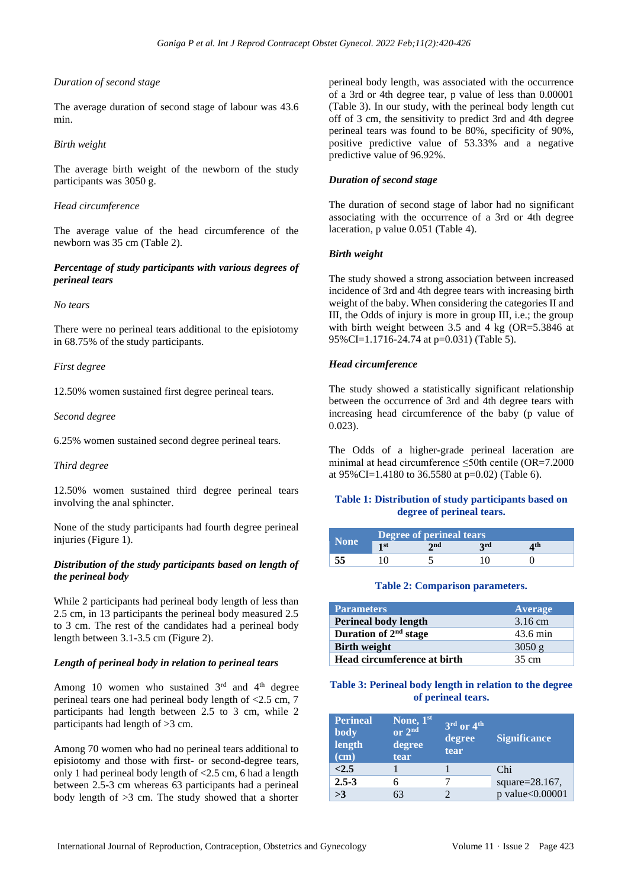*Duration of second stage*

The average duration of second stage of labour was 43.6 min.

*Birth weight*

The average birth weight of the newborn of the study participants was 3050 g.

*Head circumference*

The average value of the head circumference of the newborn was 35 cm (Table 2).

***Percentage of study participants with various degrees of perineal tears***

*No tears*

There were no perineal tears additional to the episiotomy in 68.75% of the study participants.

*First degree*

12.50% women sustained first degree perineal tears.

*Second degree*

6.25% women sustained second degree perineal tears.

*Third degree*

12.50% women sustained third degree perineal tears involving the anal sphincter.

None of the study participants had fourth degree perineal injuries (Figure 1).

***Distribution of the study participants based on length of the perineal body***

While 2 participants had perineal body length of less than 2.5 cm, in 13 participants the perineal body measured 2.5 to 3 cm. The rest of the candidates had a perineal body length between 3.1-3.5 cm (Figure 2).

***Length of perineal body in relation to perineal tears***

Among 10 women who sustained 3rd and 4th degree perineal tears one had perineal body length of <2.5 cm, 7 participants had length between 2.5 to 3 cm, while 2 participants had length of >3 cm.

Among 70 women who had no perineal tears additional to episiotomy and those with first- or second-degree tears, only 1 had perineal body length of <2.5 cm, 6 had a length between 2.5-3 cm whereas 63 participants had a perineal body length of >3 cm. The study showed that a shorter perineal body length, was associated with the occurrence of a 3rd or 4th degree tear, p value of less than 0.00001 (Table 3). In our study, with the perineal body length cut off of 3 cm, the sensitivity to predict 3rd and 4th degree perineal tears was found to be 80%, specificity of 90%, positive predictive value of 53.33% and a negative predictive value of 96.92%.

***Duration of second stage***

The duration of second stage of labor had no significant associating with the occurrence of a 3rd or 4th degree laceration, p value 0.051 (Table 4).

***Birth weight***

The study showed a strong association between increased incidence of 3rd and 4th degree tears with increasing birth weight of the baby. When considering the categories II and III, the Odds of injury is more in group III, i.e.; the group with birth weight between 3.5 and 4 kg (OR=5.3846 at 95%CI=1.1716-24.74 at p=0.031) (Table 5).

***Head circumference***

The study showed a statistically significant relationship between the occurrence of 3rd and 4th degree tears with increasing head circumference of the baby (p value of 0.023).

The Odds of a higher-grade perineal laceration are minimal at head circumference ≤50th centile (OR=7.2000 at 95%CI=1.4180 to 36.5580 at p=0.02) (Table 6).

**Table 1: Distribution of study participants based on degree of perineal tears.**

| None | Degree of perineal tears | | | |
|---|---|---|---|---|
| | 1st | 2nd | 3rd | 4th |
| **55** | 10 | 5 | 10 | 0 |

**Table 2: Comparison parameters.**

| Parameters | Average |
|---|---|
| **Perineal body length** | 3.16 cm |
| **Duration of 2nd stage** | 43.6 min |
| **Birth weight** | 3050 g |
| **Head circumference at birth** | 35 cm |

**Table 3: Perineal body length in relation to the degree of perineal tears.**

| Perineal body length (cm) | None, 1st or 2nd degree tear | 3rd or 4th degree tear | Significance |
|---|---|---|---|
| **<2.5** | 1 | 1 | Chi square=28.167, p value<0.00001 |
| **2.5-3** | 6 | 7 | |
| **>3** | 63 | 2 | |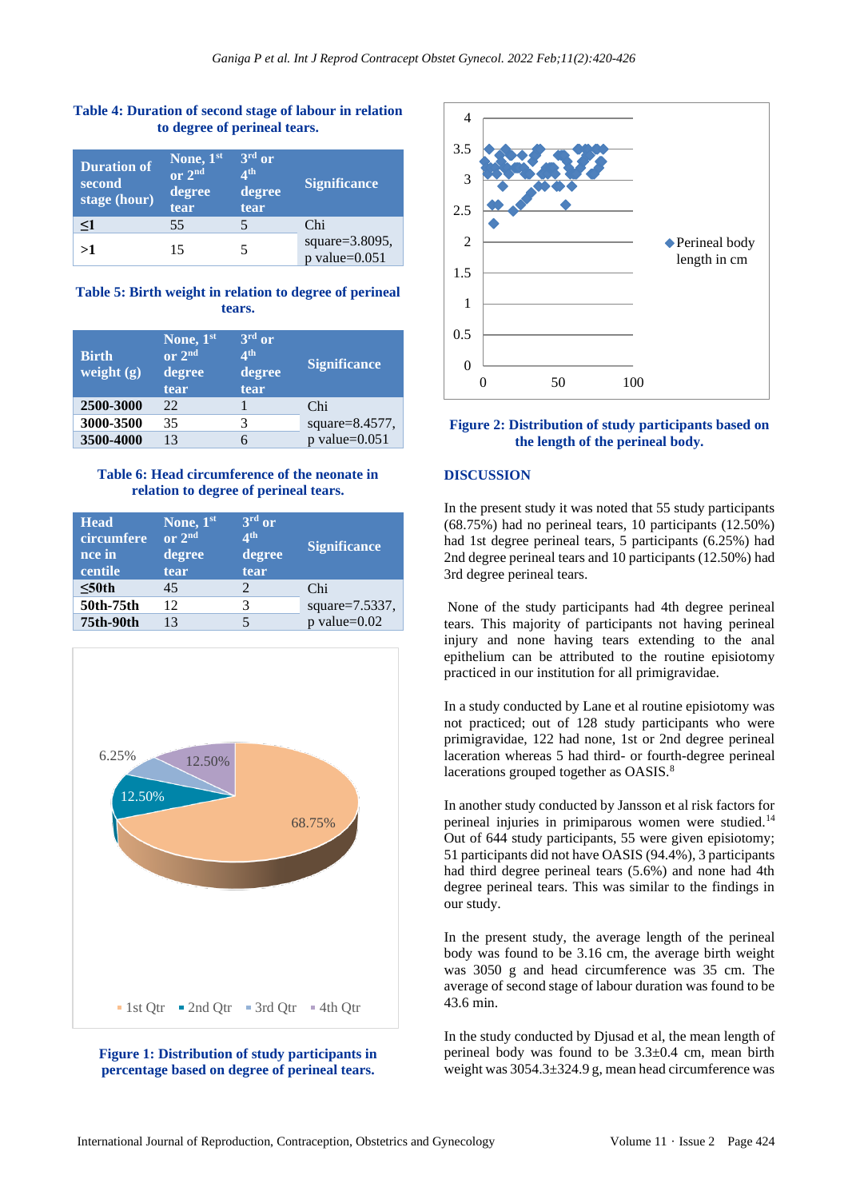**Table 4: Duration of second stage of labour in relation to degree of perineal tears.**

| Duration of second stage (hour) | None, 1st or 2nd degree tear | 3rd or 4th degree tear | Significance |
|---|---|---|---|
| ≤1 | 55 | 5 | Chi square=3.8095, p value=0.051 |
| >1 | 15 | 5 | |

**Table 5: Birth weight in relation to degree of perineal tears.**

| Birth weight (g) | None, 1st or 2nd degree tear | 3rd or 4th degree tear | Significance |
|---|---|---|---|
| 2500-3000 | 22 | 1 | Chi square=8.4577, p value=0.051 |
| 3000-3500 | 35 | 3 | |
| 3500-4000 | 13 | 6 | |

**Table 6: Head circumference of the neonate in relation to degree of perineal tears.**

| Head circumference in centile | None, 1st or 2nd degree tear | 3rd or 4th degree tear | Significance |
|---|---|---|---|
| ≤50th | 45 | 2 | Chi square=7.5337, p value=0.02 |
| 50th-75th | 12 | 3 | |
| 75th-90th | 13 | 5 | |

**Figure 1: Distribution of study participants in percentage based on degree of perineal tears.**

**Figure 2: Distribution of study participants based on the length of the perineal body.**

## DISCUSSION

In the present study it was noted that 55 study participants (68.75%) had no perineal tears, 10 participants (12.50%) had 1st degree perineal tears, 5 participants (6.25%) had 2nd degree perineal tears and 10 participants (12.50%) had 3rd degree perineal tears.

None of the study participants had 4th degree perineal tears. This majority of participants not having perineal injury and none having tears extending to the anal epithelium can be attributed to the routine episiotomy practiced in our institution for all primigravidae.

In a study conducted by Lane et al routine episiotomy was not practiced; out of 128 study participants who were primigravidae, 122 had none, 1st or 2nd degree perineal laceration whereas 5 had third- or fourth-degree perineal lacerations grouped together as OASIS.[8]

In another study conducted by Jansson et al risk factors for perineal injuries in primiparous women were studied.[14] Out of 644 study participants, 55 were given episiotomy; 51 participants did not have OASIS (94.4%), 3 participants had third degree perineal tears (5.6%) and none had 4th degree perineal tears. This was similar to the findings in our study.

In the present study, the average length of the perineal body was found to be 3.16 cm, the average birth weight was 3050 g and head circumference was 35 cm. The average of second stage of labour duration was found to be 43.6 min.

In the study conducted by Djusad et al, the mean length of perineal body was found to be 3.3±0.4 cm, mean birth weight was 3054.3±324.9 g, mean head circumference was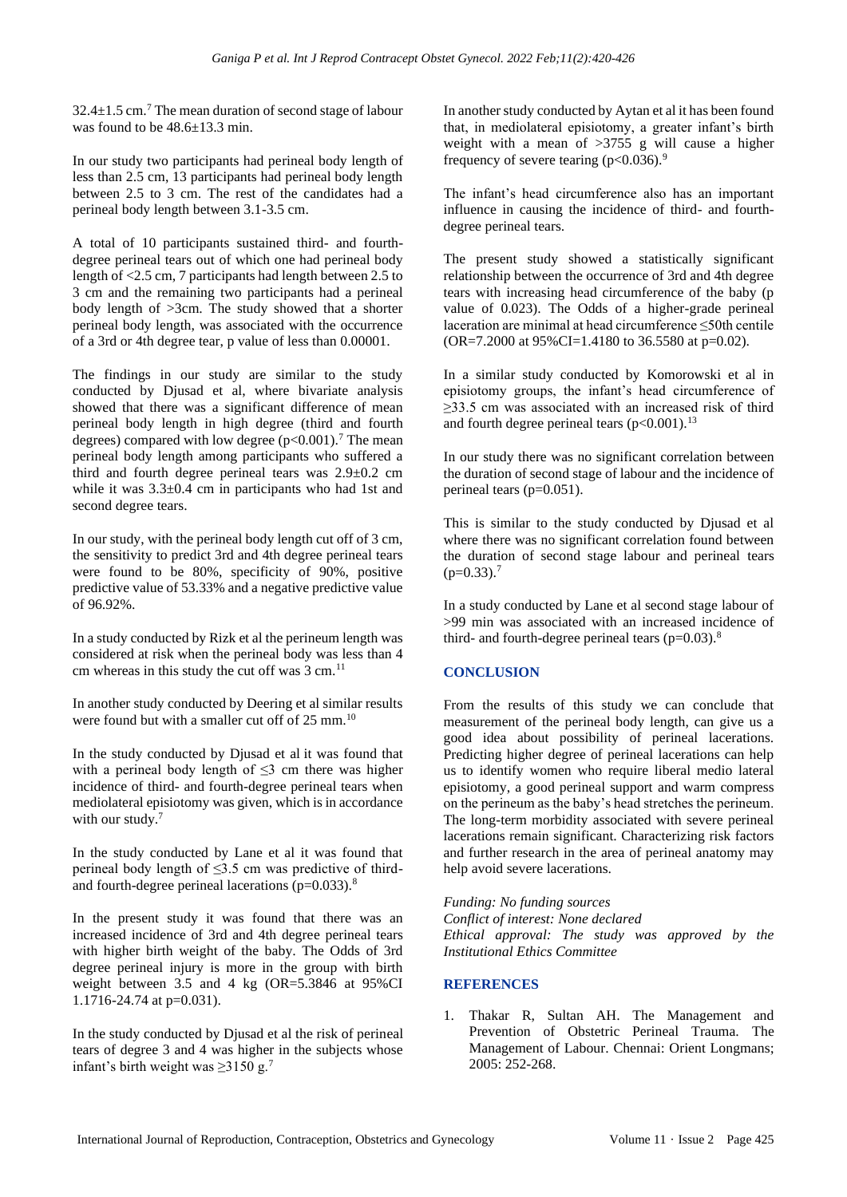32.4±1.5 cm.[7] The mean duration of second stage of labour was found to be 48.6±13.3 min.

In our study two participants had perineal body length of less than 2.5 cm, 13 participants had perineal body length between 2.5 to 3 cm. The rest of the candidates had a perineal body length between 3.1-3.5 cm.

A total of 10 participants sustained third- and fourth-degree perineal tears out of which one had perineal body length of <2.5 cm, 7 participants had length between 2.5 to 3 cm and the remaining two participants had a perineal body length of >3cm. The study showed that a shorter perineal body length, was associated with the occurrence of a 3rd or 4th degree tear, p value of less than 0.00001.

The findings in our study are similar to the study conducted by Djusad et al, where bivariate analysis showed that there was a significant difference of mean perineal body length in high degree (third and fourth degrees) compared with low degree (p<0.001).[7] The mean perineal body length among participants who suffered a third and fourth degree perineal tears was 2.9±0.2 cm while it was 3.3±0.4 cm in participants who had 1st and second degree tears.

In our study, with the perineal body length cut off of 3 cm, the sensitivity to predict 3rd and 4th degree perineal tears were found to be 80%, specificity of 90%, positive predictive value of 53.33% and a negative predictive value of 96.92%.

In a study conducted by Rizk et al the perineum length was considered at risk when the perineal body was less than 4 cm whereas in this study the cut off was 3 cm.[11]

In another study conducted by Deering et al similar results were found but with a smaller cut off of 25 mm.[10]

In the study conducted by Djusad et al it was found that with a perineal body length of ≤3 cm there was higher incidence of third- and fourth-degree perineal tears when mediolateral episiotomy was given, which is in accordance with our study.[7]

In the study conducted by Lane et al it was found that perineal body length of ≤3.5 cm was predictive of third- and fourth-degree perineal lacerations (p=0.033).[8]

In the present study it was found that there was an increased incidence of 3rd and 4th degree perineal tears with higher birth weight of the baby. The Odds of 3rd degree perineal injury is more in the group with birth weight between 3.5 and 4 kg (OR=5.3846 at 95%CI 1.1716-24.74 at p=0.031).

In the study conducted by Djusad et al the risk of perineal tears of degree 3 and 4 was higher in the subjects whose infant's birth weight was ≥3150 g.[7]

In another study conducted by Aytan et al it has been found that, in mediolateral episiotomy, a greater infant's birth weight with a mean of >3755 g will cause a higher frequency of severe tearing (p<0.036).[9]

The infant's head circumference also has an important influence in causing the incidence of third- and fourth-degree perineal tears.

The present study showed a statistically significant relationship between the occurrence of 3rd and 4th degree tears with increasing head circumference of the baby (p value of 0.023). The Odds of a higher-grade perineal laceration are minimal at head circumference ≤50th centile (OR=7.2000 at 95%CI=1.4180 to 36.5580 at p=0.02).

In a similar study conducted by Komorowski et al in episiotomy groups, the infant's head circumference of ≥33.5 cm was associated with an increased risk of third and fourth degree perineal tears (p<0.001).[13]

In our study there was no significant correlation between the duration of second stage of labour and the incidence of perineal tears (p=0.051).

This is similar to the study conducted by Djusad et al where there was no significant correlation found between the duration of second stage labour and perineal tears (p=0.33).[7]

In a study conducted by Lane et al second stage labour of >99 min was associated with an increased incidence of third- and fourth-degree perineal tears (p=0.03).[8]

## CONCLUSION

From the results of this study we can conclude that measurement of the perineal body length, can give us a good idea about possibility of perineal lacerations. Predicting higher degree of perineal lacerations can help us to identify women who require liberal medio lateral episiotomy, a good perineal support and warm compress on the perineum as the baby's head stretches the perineum. The long-term morbidity associated with severe perineal lacerations remain significant. Characterizing risk factors and further research in the area of perineal anatomy may help avoid severe lacerations.

*Funding: No funding sources*
*Conflict of interest: None declared*
*Ethical approval: The study was approved by the Institutional Ethics Committee*

## REFERENCES

1. Thakar R, Sultan AH. The Management and Prevention of Obstetric Perineal Trauma. The Management of Labour. Chennai: Orient Longmans; 2005: 252-268.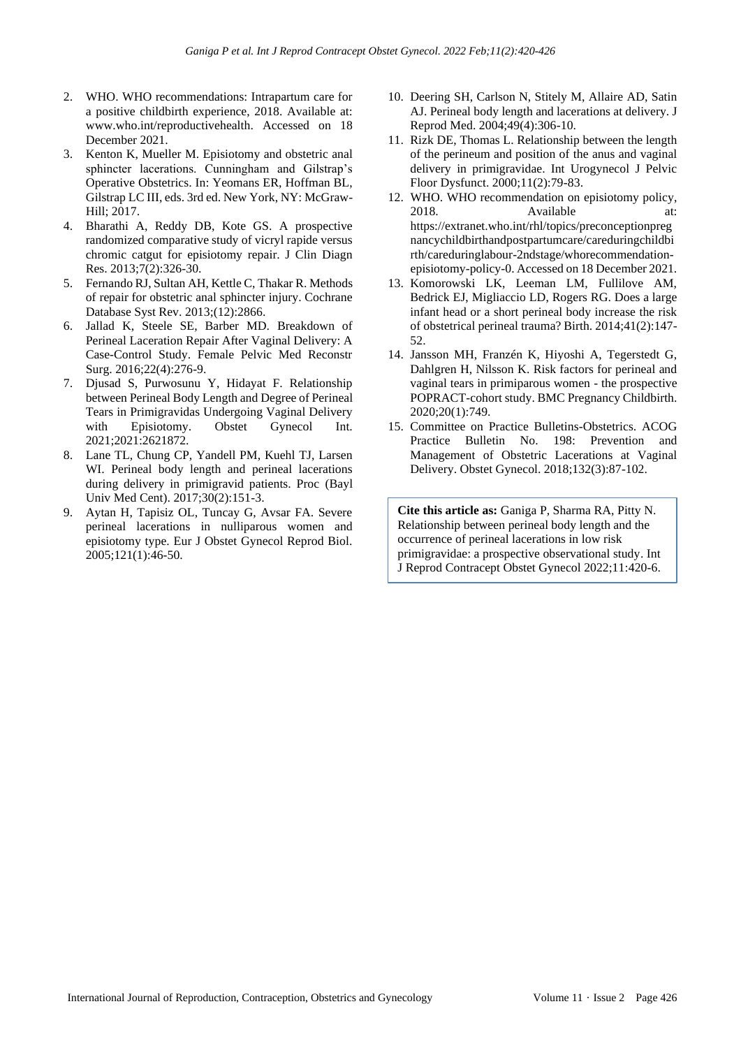2. WHO. WHO recommendations: Intrapartum care for a positive childbirth experience, 2018. Available at: www.who.int/reproductivehealth. Accessed on 18 December 2021.
3. Kenton K, Mueller M. Episiotomy and obstetric anal sphincter lacerations. Cunningham and Gilstrap's Operative Obstetrics. In: Yeomans ER, Hoffman BL, Gilstrap LC III, eds. 3rd ed. New York, NY: McGraw-Hill; 2017.
4. Bharathi A, Reddy DB, Kote GS. A prospective randomized comparative study of vicryl rapide versus chromic catgut for episiotomy repair. J Clin Diagn Res. 2013;7(2):326-30.
5. Fernando RJ, Sultan AH, Kettle C, Thakar R. Methods of repair for obstetric anal sphincter injury. Cochrane Database Syst Rev. 2013;(12):2866.
6. Jallad K, Steele SE, Barber MD. Breakdown of Perineal Laceration Repair After Vaginal Delivery: A Case-Control Study. Female Pelvic Med Reconstr Surg. 2016;22(4):276-9.
7. Djusad S, Purwosunu Y, Hidayat F. Relationship between Perineal Body Length and Degree of Perineal Tears in Primigravidas Undergoing Vaginal Delivery with Episiotomy. Obstet Gynecol Int. 2021;2021:2621872.
8. Lane TL, Chung CP, Yandell PM, Kuehl TJ, Larsen WI. Perineal body length and perineal lacerations during delivery in primigravid patients. Proc (Bayl Univ Med Cent). 2017;30(2):151-3.
9. Aytan H, Tapisiz OL, Tuncay G, Avsar FA. Severe perineal lacerations in nulliparous women and episiotomy type. Eur J Obstet Gynecol Reprod Biol. 2005;121(1):46-50.
10. Deering SH, Carlson N, Stitely M, Allaire AD, Satin AJ. Perineal body length and lacerations at delivery. J Reprod Med. 2004;49(4):306-10.
11. Rizk DE, Thomas L. Relationship between the length of the perineum and position of the anus and vaginal delivery in primigravidae. Int Urogynecol J Pelvic Floor Dysfunct. 2000;11(2):79-83.
12. WHO. WHO recommendation on episiotomy policy, 2018. Available at: https://extranet.who.int/rhl/topics/preconceptionpregnancychildbirthandpostpartumcare/careduringchildbirth/careduringlabour-2ndstage/whorecommendation-episiotomy-policy-0. Accessed on 18 December 2021.
13. Komorowski LK, Leeman LM, Fullilove AM, Bedrick EJ, Migliaccio LD, Rogers RG. Does a large infant head or a short perineal body increase the risk of obstetrical perineal trauma? Birth. 2014;41(2):147-52.
14. Jansson MH, Franzén K, Hiyoshi A, Tegerstedt G, Dahlgren H, Nilsson K. Risk factors for perineal and vaginal tears in primiparous women - the prospective POPRACT-cohort study. BMC Pregnancy Childbirth. 2020;20(1):749.
15. Committee on Practice Bulletins-Obstetrics. ACOG Practice Bulletin No. 198: Prevention and Management of Obstetric Lacerations at Vaginal Delivery. Obstet Gynecol. 2018;132(3):87-102.

**Cite this article as:** Ganiga P, Sharma RA, Pitty N. Relationship between perineal body length and the occurrence of perineal lacerations in low risk primigravidae: a prospective observational study. Int J Reprod Contracept Obstet Gynecol 2022;11:420-6.